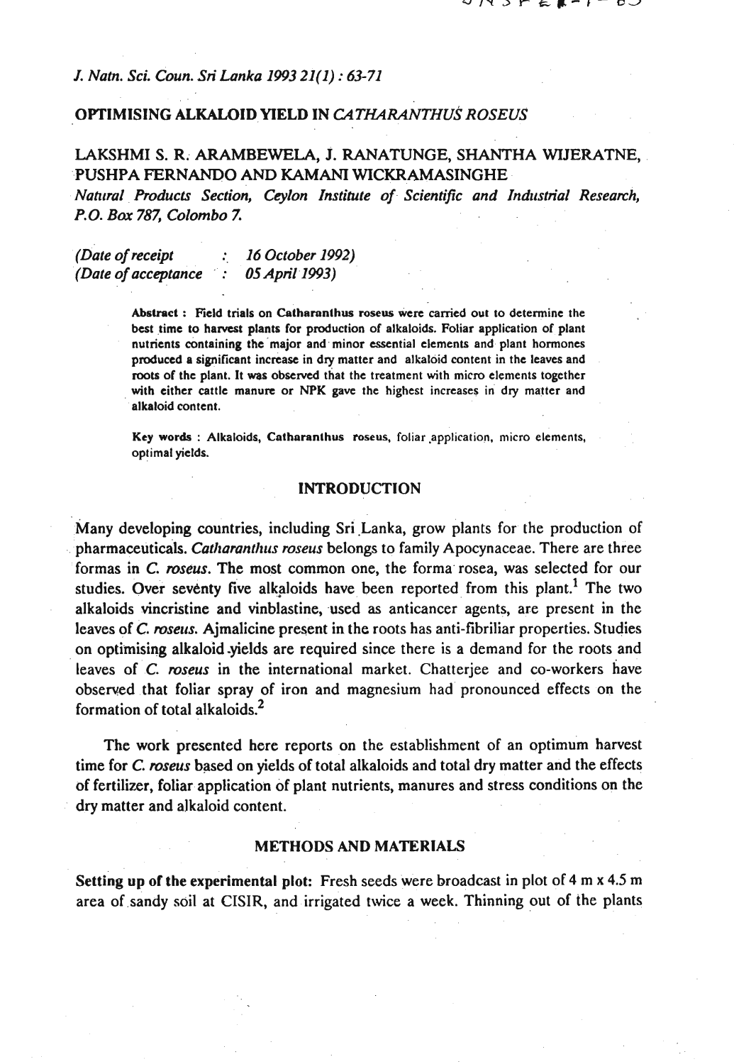# OPTIMISING ALKALOID YIELD IN *CATHARANTHUS ROSEUS*

LAKSHMI S. R. ARAMBEWELA, J. RANATUNGE, SHANTHA WIJERATNE, PUSHPA FERNANDO AND KAMANI WICKRAMASINGHE

*Natural Products Section, Ceylon Institute of Scientific and Industrial Research, P.O. Box 787, Colombo 7.*

*(Date of receipt : 16 October 1992)*
*(Date of acceptance : 05 April 1993)*

**Abstract :** Field trials on Catharanthus roseus were carried out to determine the best time to harvest plants for production of alkaloids. Foliar application of plant nutrients containing the major and minor essential elements and plant hormones produced a significant increase in dry matter and alkaloid content in the leaves and roots of the plant. It was observed that the treatment with micro elements together with either cattle manure or NPK gave the highest increases in dry matter and alkaloid content.

**Key words :** Alkaloids, Catharanthus roseus, foliar application, micro elements, optimal yields.

## INTRODUCTION

Many developing countries, including Sri Lanka, grow plants for the production of pharmaceuticals. *Catharanthus roseus* belongs to family Apocynaceae. There are three formas in *C. roseus*. The most common one, the forma rosea, was selected for our studies. Over seventy five alkaloids have been reported from this plant.[1] The two alkaloids vincristine and vinblastine, used as anticancer agents, are present in the leaves of *C. roseus*. Ajmalicine present in the roots has anti-fibriliar properties. Studies on optimising alkaloid yields are required since there is a demand for the roots and leaves of *C. roseus* in the international market. Chatterjee and co-workers have observed that foliar spray of iron and magnesium had pronounced effects on the formation of total alkaloids.[2]

The work presented here reports on the establishment of an optimum harvest time for *C. roseus* based on yields of total alkaloids and total dry matter and the effects of fertilizer, foliar application of plant nutrients, manures and stress conditions on the dry matter and alkaloid content.

## METHODS AND MATERIALS

**Setting up of the experimental plot:** Fresh seeds were broadcast in plot of 4 m x 4.5 m area of sandy soil at CISIR, and irrigated twice a week. Thinning out of the plants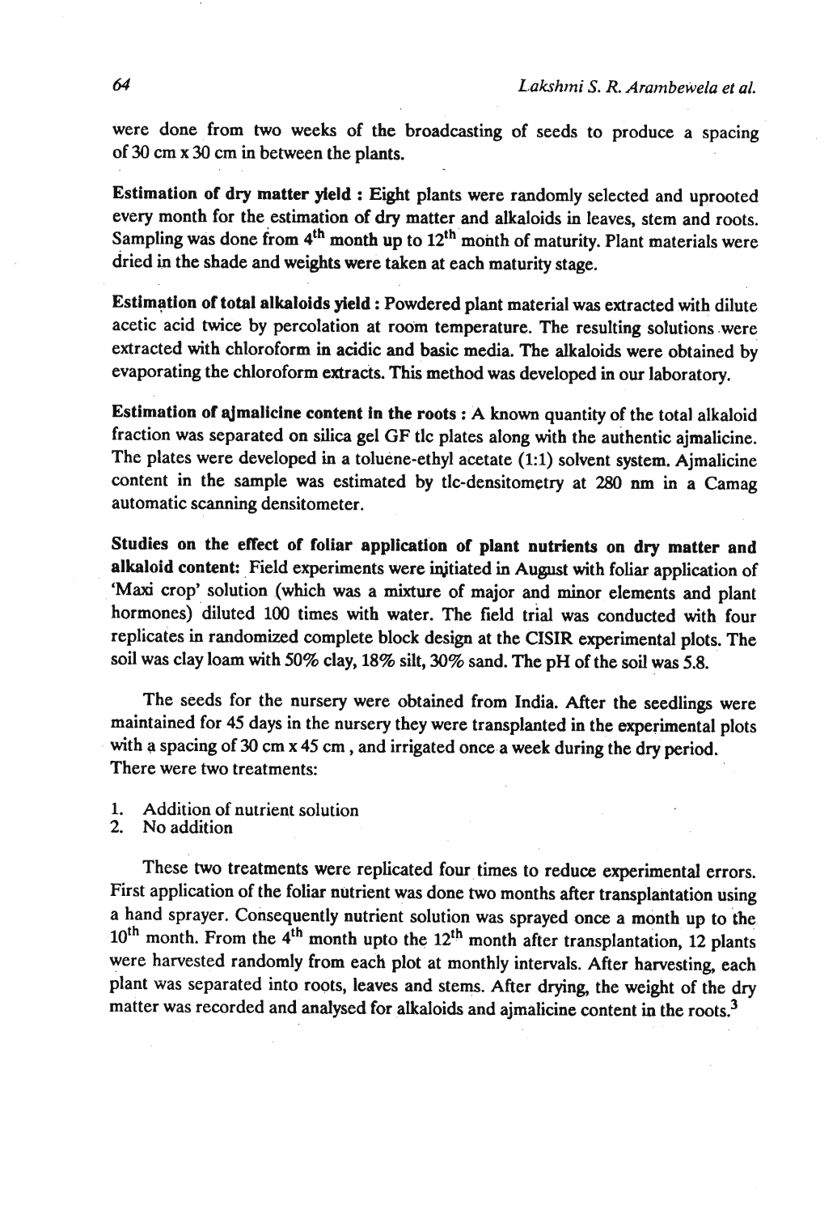were done from two weeks of the broadcasting of seeds to produce a spacing of 30 cm x 30 cm in between the plants.

**Estimation of dry matter yield :** Eight plants were randomly selected and uprooted every month for the estimation of dry matter and alkaloids in leaves, stem and roots. Sampling was done from 4$^{th}$ month up to 12$^{th}$ month of maturity. Plant materials were dried in the shade and weights were taken at each maturity stage.

**Estimation of total alkaloids yield :** Powdered plant material was extracted with dilute acetic acid twice by percolation at room temperature. The resulting solutions were extracted with chloroform in acidic and basic media. The alkaloids were obtained by evaporating the chloroform extracts. This method was developed in our laboratory.

**Estimation of ajmalicine content in the roots :** A known quantity of the total alkaloid fraction was separated on silica gel GF tlc plates along with the authentic ajmalicine. The plates were developed in a toluene-ethyl acetate (1:1) solvent system. Ajmalicine content in the sample was estimated by tlc-densitometry at 280 nm in a Camag automatic scanning densitometer.

**Studies on the effect of foliar application of plant nutrients on dry matter and alkaloid content:** Field experiments were initiated in August with foliar application of 'Maxi crop' solution (which was a mixture of major and minor elements and plant hormones) diluted 100 times with water. The field trial was conducted with four replicates in randomized complete block design at the CISIR experimental plots. The soil was clay loam with 50% clay, 18% silt, 30% sand. The pH of the soil was 5.8.

The seeds for the nursery were obtained from India. After the seedlings were maintained for 45 days in the nursery they were transplanted in the experimental plots with a spacing of 30 cm x 45 cm, and irrigated once a week during the dry period. There were two treatments:

1. Addition of nutrient solution
2. No addition

These two treatments were replicated four times to reduce experimental errors. First application of the foliar nutrient was done two months after transplantation using a hand sprayer. Consequently nutrient solution was sprayed once a month up to the 10$^{th}$ month. From the 4$^{th}$ month upto the 12$^{th}$ month after transplantation, 12 plants were harvested randomly from each plot at monthly intervals. After harvesting, each plant was separated into roots, leaves and stems. After drying, the weight of the dry matter was recorded and analysed for alkaloids and ajmalicine content in the roots.[3]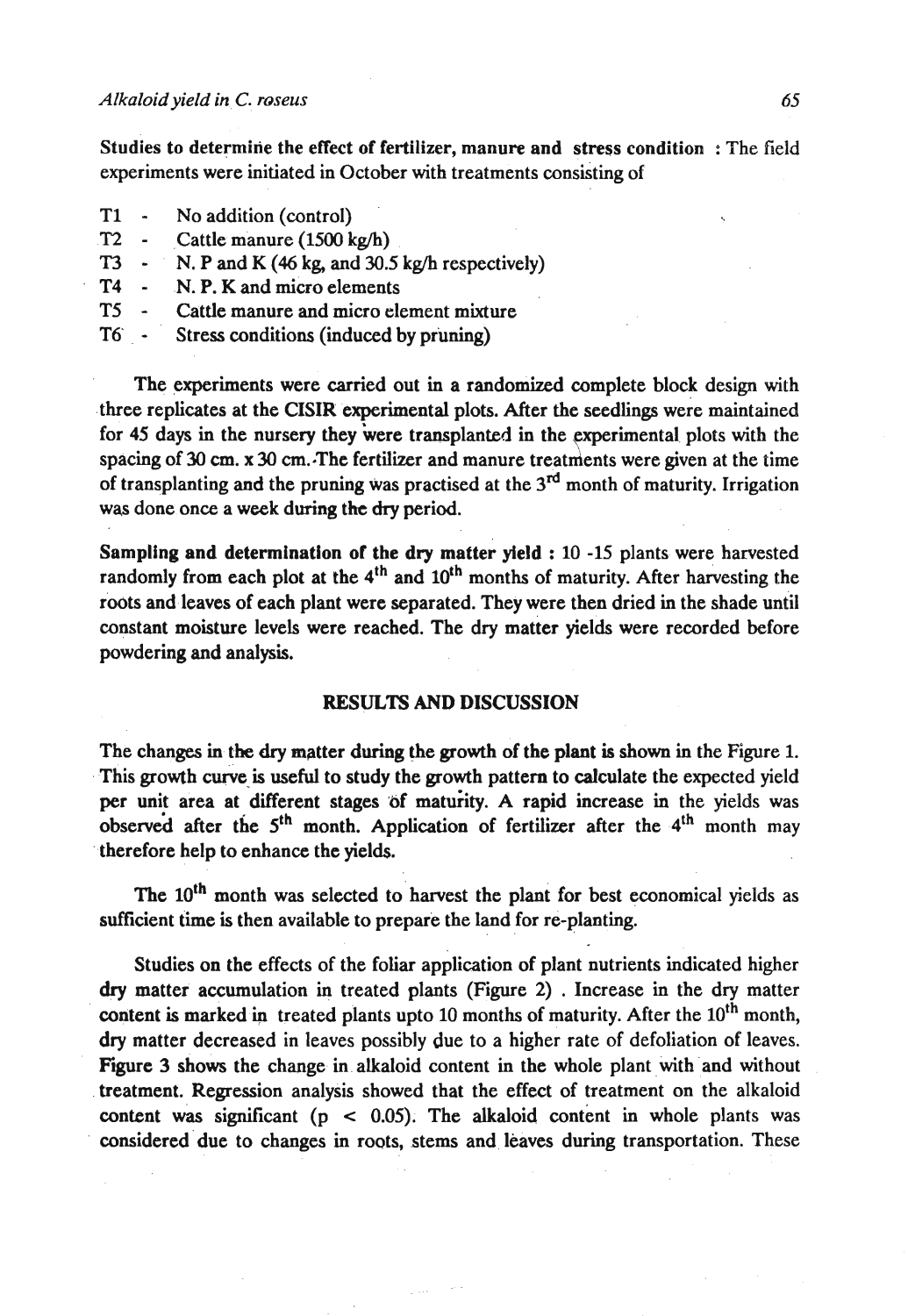**Studies to determine the effect of fertilizer, manure and stress condition** : The field experiments were initiated in October with treatments consisting of

- T1 - No addition (control)
- T2 - Cattle manure (1500 kg/h)
- T3 - N. P and K (46 kg, and 30.5 kg/h respectively)
- T4 - N. P. K and micro elements
- T5 - Cattle manure and micro element mixture
- T6 - Stress conditions (induced by pruning)

The experiments were carried out in a randomized complete block design with three replicates at the CISIR experimental plots. After the seedlings were maintained for 45 days in the nursery they were transplanted in the experimental plots with the spacing of 30 cm. x 30 cm. The fertilizer and manure treatments were given at the time of transplanting and the pruning was practised at the 3rd month of maturity. Irrigation was done once a week during the dry period.

**Sampling and determination of the dry matter yield** : 10 -15 plants were harvested randomly from each plot at the 4th and 10th months of maturity. After harvesting the roots and leaves of each plant were separated. They were then dried in the shade until constant moisture levels were reached. The dry matter yields were recorded before powdering and analysis.

## RESULTS AND DISCUSSION

The changes in the dry matter during the growth of the plant is shown in the Figure 1. This growth curve is useful to study the growth pattern to calculate the expected yield per unit area at different stages of maturity. A rapid increase in the yields was observed after the 5th month. Application of fertilizer after the 4th month may therefore help to enhance the yields.

The 10th month was selected to harvest the plant for best economical yields as sufficient time is then available to prepare the land for re-planting.

Studies on the effects of the foliar application of plant nutrients indicated higher dry matter accumulation in treated plants (Figure 2) . Increase in the dry matter content is marked in treated plants upto 10 months of maturity. After the 10th month, dry matter decreased in leaves possibly due to a higher rate of defoliation of leaves. Figure 3 shows the change in alkaloid content in the whole plant with and without treatment. Regression analysis showed that the effect of treatment on the alkaloid content was significant ($p < 0.05$). The alkaloid content in whole plants was considered due to changes in roots, stems and leaves during transportation. These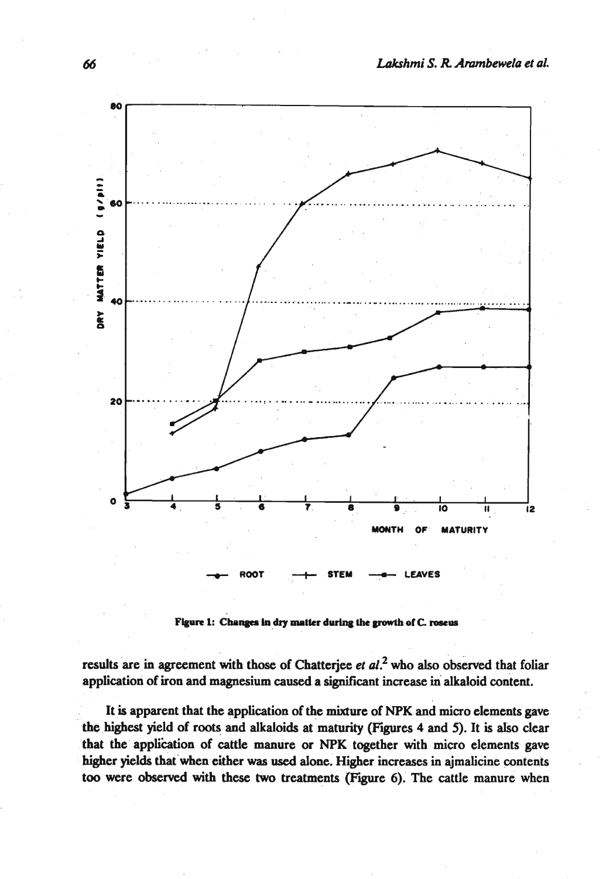Figure 1: Changes in dry matter during the growth of C. roseus

results are in agreement with those of Chatterjee *et al.*[2] who also observed that foliar application of iron and magnesium caused a significant increase in alkaloid content.

It is apparent that the application of the mixture of NPK and micro elements gave the highest yield of roots and alkaloids at maturity (Figures 4 and 5). It is also clear that the application of cattle manure or NPK together with micro elements gave higher yields that when either was used alone. Higher increases in ajmalicine contents too were observed with these two treatments (Figure 6). The cattle manure when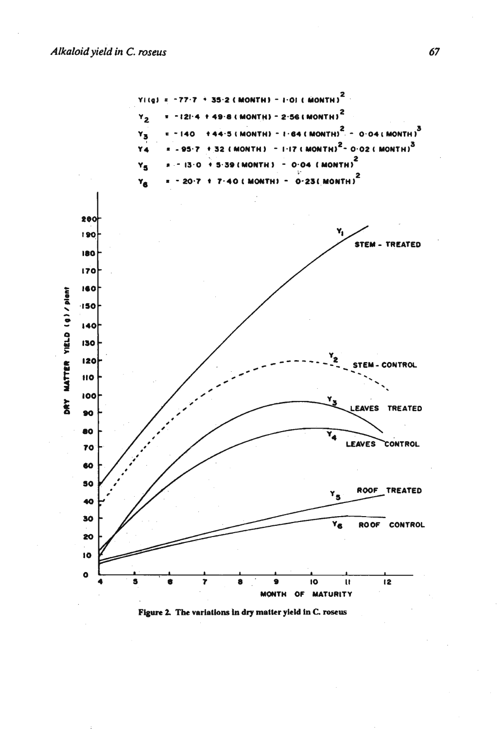$$Y_1(g) = -77.7 + 35.2\,(\text{MONTH}) - 1.01\,(\text{MONTH})^2$$

$$Y_2 = -121.4 + 49.8\,(\text{MONTH}) - 2.56\,(\text{MONTH})^2$$

$$Y_3 = -140 + 44.5\,(\text{MONTH}) - 1.64\,(\text{MONTH})^2 - 0.04\,(\text{MONTH})^3$$

$$Y_4 = -95.7 + 32\,(\text{MONTH}) - 1.17\,(\text{MONTH})^2 - 0.02\,(\text{MONTH})^3$$

$$Y_5 = -13.0 + 5.39\,(\text{MONTH}) - 0.04\,(\text{MONTH})^2$$

$$Y_6 = -20.7 + 7.40\,(\text{MONTH}) - 0.23\,(\text{MONTH})^2$$

Figure 2. The variations in dry matter yield in C. roseus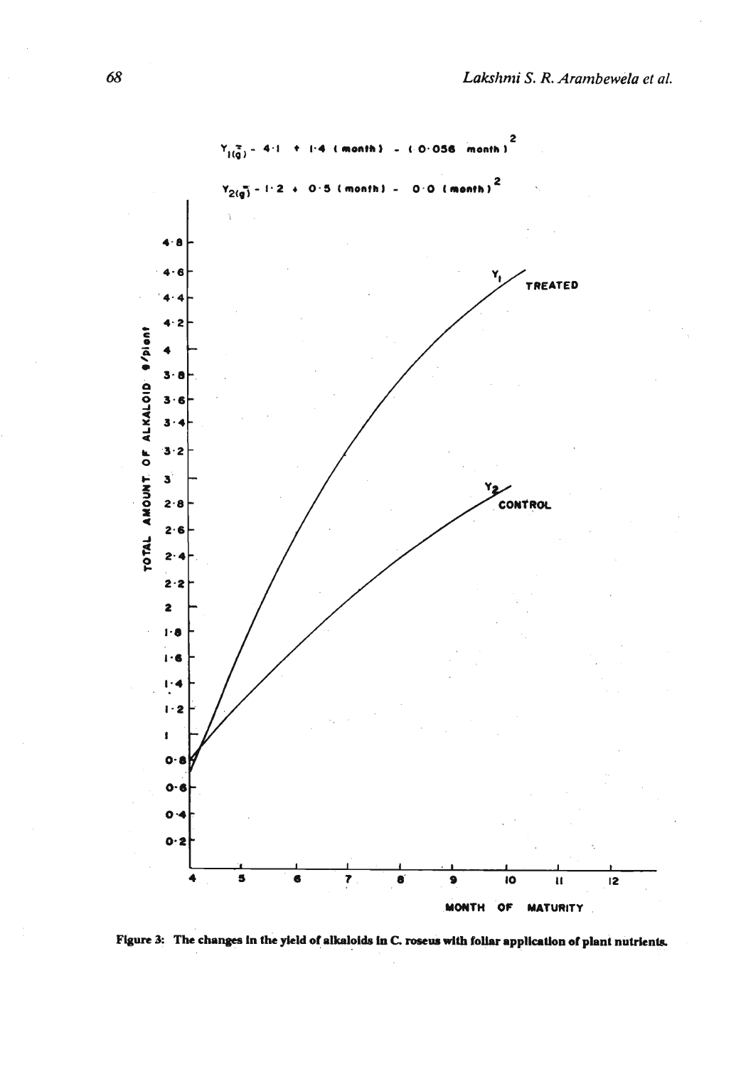$$Y_{1(\bar{g})} = 4 \cdot 1 + 1 \cdot 4 \text{ (month)} - (0 \cdot 056 \text{ month})^2$$

$$Y_{2(\bar{g})} = 1 \cdot 2 + 0 \cdot 5 \text{ (month)} - 0 \cdot 0 \text{ (month)}^2$$

**Figure 3: The changes in the yield of alkaloids in C. roseus with foliar application of plant nutrients.**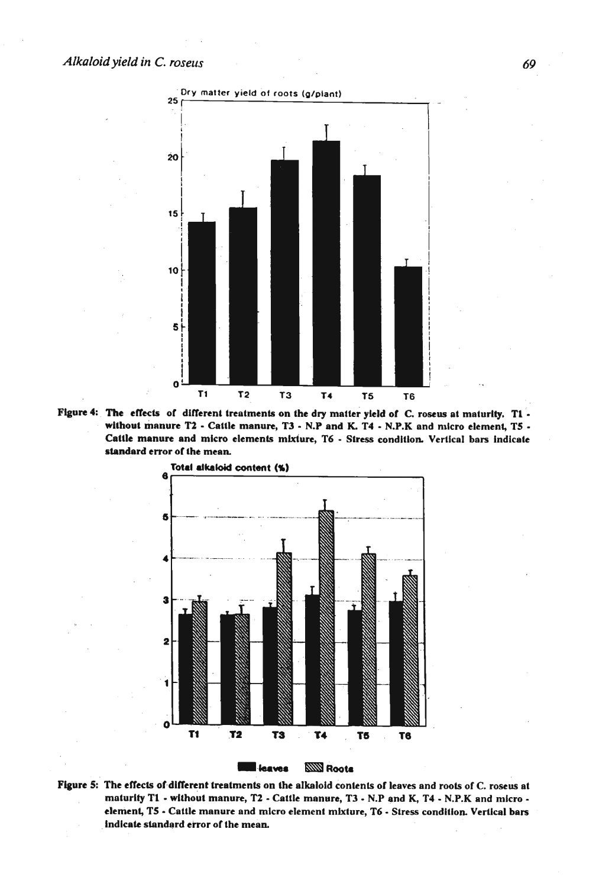Figure 4: The effects of different treatments on the dry matter yield of C. roseus at maturity. T1 - without manure T2 - Cattle manure, T3 - N.P and K. T4 - N.P.K and micro element, T5 - Cattle manure and micro elements mixture, T6 - Stress condition. Vertical bars indicate standard error of the mean.

Figure 5: The effects of different treatments on the alkaloid contents of leaves and roots of C. roseus at maturity T1 - without manure, T2 - Cattle manure, T3 - N.P and K, T4 - N.P.K and micro - element, T5 - Cattle manure and micro element mixture, T6 - Stress condition. Vertical bars indicate standard error of the mean.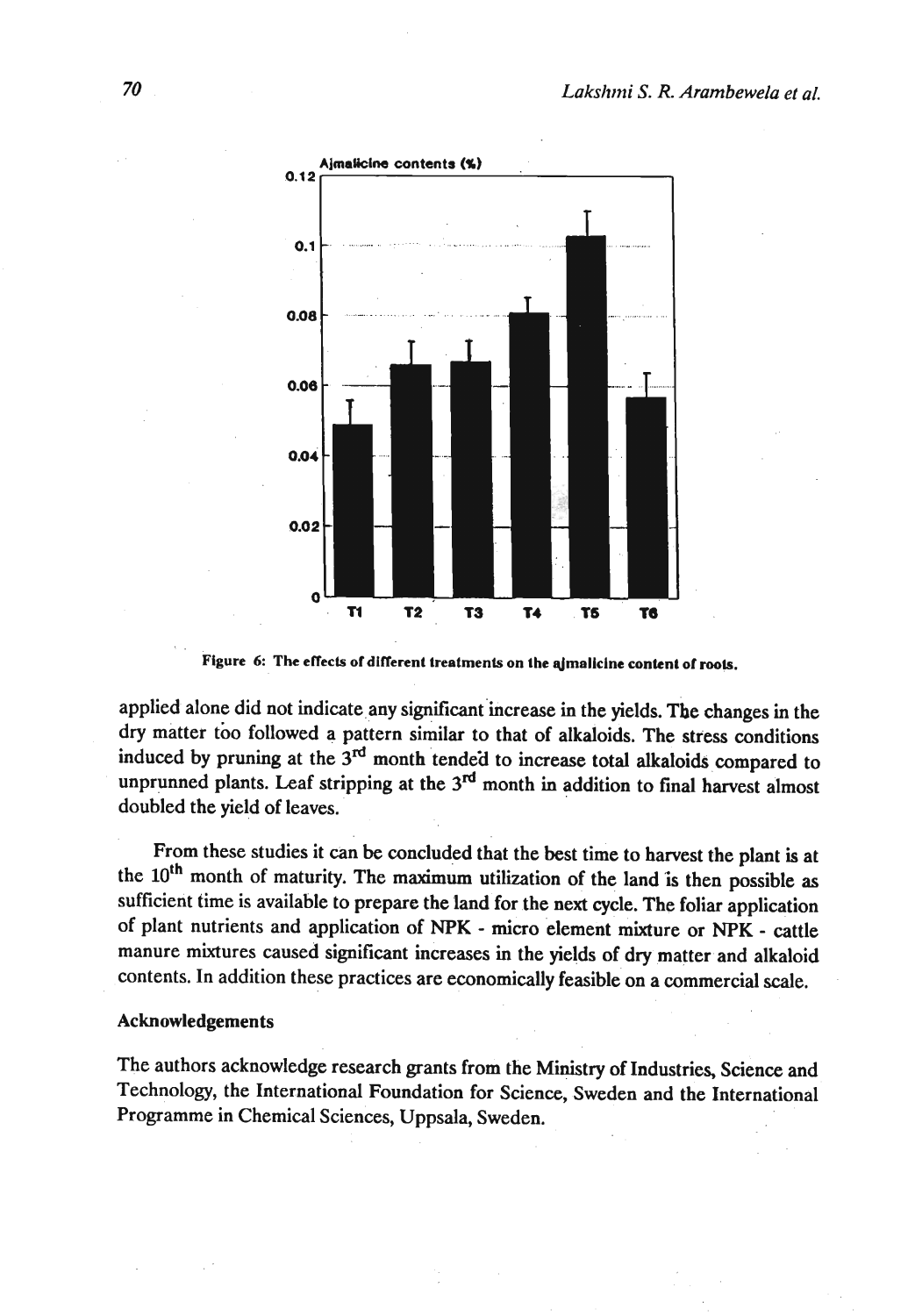Figure 6: The effects of different treatments on the ajmalicine content of roots.

applied alone did not indicate any significant increase in the yields. The changes in the dry matter too followed a pattern similar to that of alkaloids. The stress conditions induced by pruning at the 3rd month tended to increase total alkaloids compared to unprunned plants. Leaf stripping at the 3rd month in addition to final harvest almost doubled the yield of leaves.

From these studies it can be concluded that the best time to harvest the plant is at the 10th month of maturity. The maximum utilization of the land is then possible as sufficient time is available to prepare the land for the next cycle. The foliar application of plant nutrients and application of NPK - micro element mixture or NPK - cattle manure mixtures caused significant increases in the yields of dry matter and alkaloid contents. In addition these practices are economically feasible on a commercial scale.

## Acknowledgements

The authors acknowledge research grants from the Ministry of Industries, Science and Technology, the International Foundation for Science, Sweden and the International Programme in Chemical Sciences, Uppsala, Sweden.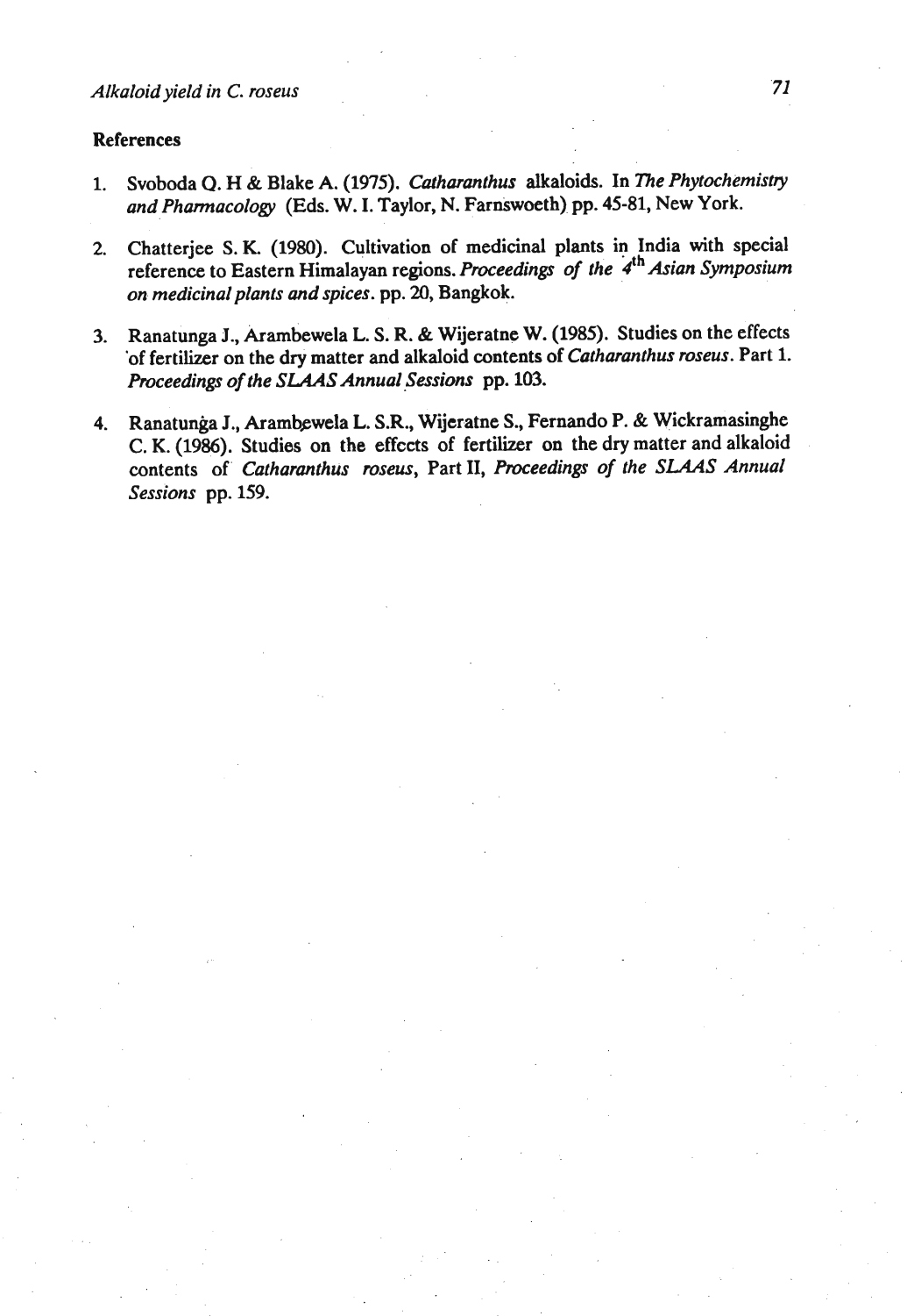## References

1. Svoboda Q. H & Blake A. (1975). *Catharanthus* alkaloids. In *The Phytochemistry and Pharmacology* (Eds. W. I. Taylor, N. Farnswoeth) pp. 45-81, New York.

2. Chatterjee S. K. (1980). Cultivation of medicinal plants in India with special reference to Eastern Himalayan regions. *Proceedings of the 4th Asian Symposium on medicinal plants and spices*. pp. 20, Bangkok.

3. Ranatunga J., Arambewela L. S. R. & Wijeratne W. (1985). Studies on the effects of fertilizer on the dry matter and alkaloid contents of *Catharanthus roseus*. Part 1. *Proceedings of the SLAAS Annual Sessions* pp. 103.

4. Ranatunga J., Arambewela L. S.R., Wijeratne S., Fernando P. & Wickramasinghe C. K. (1986). Studies on the effects of fertilizer on the dry matter and alkaloid contents of *Catharanthus roseus*, Part II, *Proceedings of the SLAAS Annual Sessions* pp. 159.